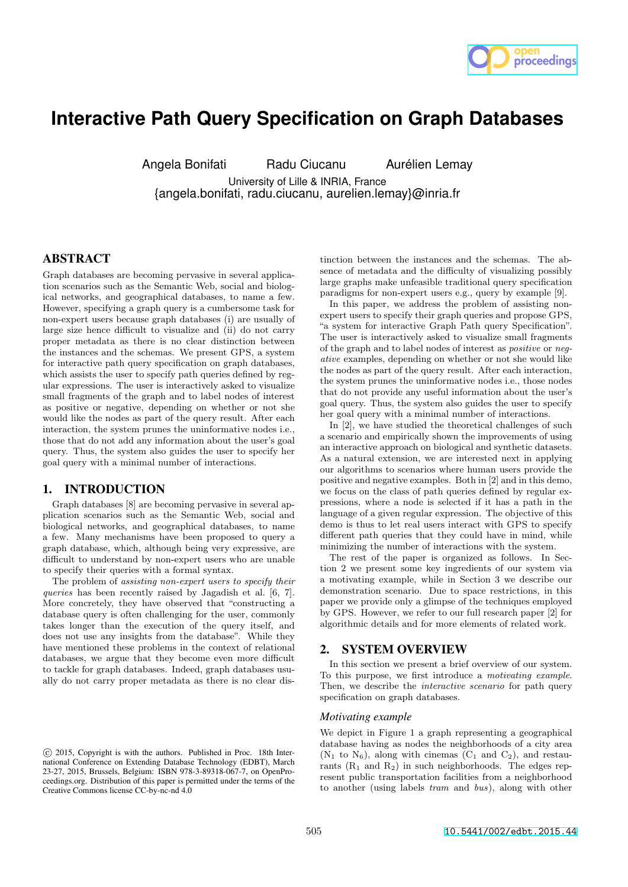# Interactive Path Query Specification on Graph Databases

Angela Bonifati  Radu Ciucanu  Aurélien Lemay

University of Lille & INRIA, France

{angela.bonifati, radu.ciucanu, aurelien.lemay}@inria.fr

## ABSTRACT

Graph databases are becoming pervasive in several application scenarios such as the Semantic Web, social and biological networks, and geographical databases, to name a few. However, specifying a graph query is a cumbersome task for non-expert users because graph databases (i) are usually of large size hence difficult to visualize and (ii) do not carry proper metadata as there is no clear distinction between the instances and the schemas. We present GPS, a system for interactive path query specification on graph databases, which assists the user to specify path queries defined by regular expressions. The user is interactively asked to visualize small fragments of the graph and to label nodes of interest as positive or negative, depending on whether or not she would like the nodes as part of the query result. After each interaction, the system prunes the uninformative nodes i.e., those that do not add any information about the user's goal query. Thus, the system also guides the user to specify her goal query with a minimal number of interactions.

## 1. INTRODUCTION

Graph databases [8] are becoming pervasive in several application scenarios such as the Semantic Web, social and biological networks, and geographical databases, to name a few. Many mechanisms have been proposed to query a graph database, which, although being very expressive, are difficult to understand by non-expert users who are unable to specify their queries with a formal syntax.

The problem of *assisting non-expert users to specify their queries* has been recently raised by Jagadish et al. [6, 7]. More concretely, they have observed that "constructing a database query is often challenging for the user, commonly takes longer than the execution of the query itself, and does not use any insights from the database". While they have mentioned these problems in the context of relational databases, we argue that they become even more difficult to tackle for graph databases. Indeed, graph databases usually do not carry proper metadata as there is no clear distinction between the instances and the schemas. The absence of metadata and the difficulty of visualizing possibly large graphs make unfeasible traditional query specification paradigms for non-expert users e.g., query by example [9].

In this paper, we address the problem of assisting non-expert users to specify their graph queries and propose GPS, "a system for interactive Graph Path query Specification". The user is interactively asked to visualize small fragments of the graph and to label nodes of interest as *positive* or *negative* examples, depending on whether or not she would like the nodes as part of the query result. After each interaction, the system prunes the uninformative nodes i.e., those nodes that do not provide any useful information about the user's goal query. Thus, the system also guides the user to specify her goal query with a minimal number of interactions.

In [2], we have studied the theoretical challenges of such a scenario and empirically shown the improvements of using an interactive approach on biological and synthetic datasets. As a natural extension, we are interested next in applying our algorithms to scenarios where human users provide the positive and negative examples. Both in [2] and in this demo, we focus on the class of path queries defined by regular expressions, where a node is selected if it has a path in the language of a given regular expression. The objective of this demo is thus to let real users interact with GPS to specify different path queries that they could have in mind, while minimizing the number of interactions with the system.

The rest of the paper is organized as follows. In Section 2 we present some key ingredients of our system via a motivating example, while in Section 3 we describe our demonstration scenario. Due to space restrictions, in this paper we provide only a glimpse of the techniques employed by GPS. However, we refer to our full research paper [2] for algorithmic details and for more elements of related work.

## 2. SYSTEM OVERVIEW

In this section we present a brief overview of our system. To this purpose, we first introduce a *motivating example*. Then, we describe the *interactive scenario* for path query specification on graph databases.

### *Motivating example*

We depict in Figure 1 a graph representing a geographical database having as nodes the neighborhoods of a city area ($N_1$ to $N_6$), along with cinemas ($C_1$ and $C_2$), and restaurants ($R_1$ and $R_2$) in such neighborhoods. The edges represent public transportation facilities from a neighborhood to another (using labels *tram* and *bus*), along with other

©2015, Copyright is with the authors. Published in Proc. 18th International Conference on Extending Database Technology (EDBT), March 23-27, 2015, Brussels, Belgium: ISBN 978-3-89318-067-7, on OpenProceedings.org. Distribution of this paper is permitted under the terms of the Creative Commons license CC-by-nc-nd 4.0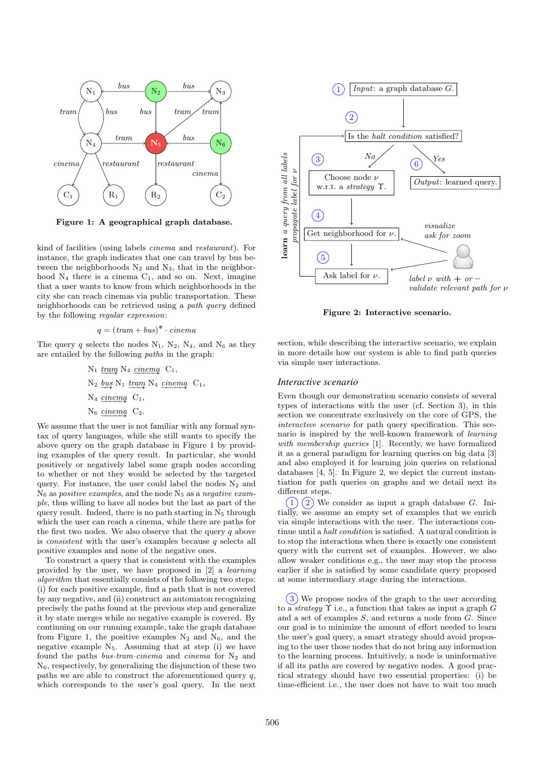**Figure 1: A geographical graph database.**

kind of facilities (using labels *cinema* and *restaurant*). For instance, the graph indicates that one can travel by bus between the neighborhoods $N_2$ and $N_3$, that in the neighborhood $N_4$ there is a cinema $C_1$, and so on. Next, imagine that a user wants to know from which neighborhoods in the city she can reach cinemas via public transportation. These neighborhoods can be retrieved using a *path query* defined by the following *regular expression*:

$$q = (tram + bus)^* \cdot cinema$$

The query $q$ selects the nodes $N_1$, $N_2$, $N_4$, and $N_6$ as they are entailed by the following *paths* in the graph:

$$N_1 \xrightarrow{tram} N_4 \xrightarrow{cinema} C_1,$$

$$N_2 \xrightarrow{bus} N_1 \xrightarrow{tram} N_4 \xrightarrow{cinema} C_1,$$

$$N_4 \xrightarrow{cinema} C_1,$$

$$N_6 \xrightarrow{cinema} C_2.$$

We assume that the user is not familiar with any formal syntax of query languages, while she still wants to specify the above query on the graph database in Figure 1 by providing examples of the query result. In particular, she would positively or negatively label some graph nodes according to whether or not they would be selected by the targeted query. For instance, the user could label the nodes $N_2$ and $N_6$ as *positive examples*, and the node $N_5$ as a *negative example*, thus willing to have all nodes but the last as part of the query result. Indeed, there is no path starting in $N_5$ through which the user can reach a cinema, while there are paths for the first two nodes. We also observe that the query $q$ above is *consistent* with the user's examples because $q$ selects all positive examples and none of the negative ones.

To construct a query that is consistent with the examples provided by the user, we have proposed in [2] a *learning algorithm* that essentially consists of the following two steps: (i) for each positive example, find a path that is not covered by any negative, and (ii) construct an automaton recognizing precisely the paths found at the previous step and generalize it by state merges while no negative example is covered. By continuing on our running example, take the graph database from Figure 1, the positive examples $N_2$ and $N_6$, and the negative example $N_5$. Assuming that at step (i) we have found the paths $bus{\cdot}tram{\cdot}cinema$ and $cinema$ for $N_2$ and $N_6$, respectively, by generalizing the disjunction of these two paths we are able to construct the aforementioned query $q$, which corresponds to the user's goal query. In the next section, while describing the interactive scenario, we explain in more details how our system is able to find path queries via simple user interactions.

**Figure 2: Interactive scenario.**

### *Interactive scenario*

Even though our demonstration scenario consists of several types of interactions with the user (cf. Section 3), in this section we concentrate exclusively on the core of GPS, the *interactive scenario* for path query specification. This scenario is inspired by the well-known framework of *learning with membership queries* [1]. Recently, we have formalized it as a general paradigm for learning queries on big data [3] and also employed it for learning join queries on relational databases [4, 5]. In Figure 2, we depict the current instantiation for path queries on graphs and we detail next its different steps.

(1) (2) We consider as input a graph database $G$. Initially, we assume an empty set of examples that we enrich via simple interactions with the user. The interactions continue until a *halt condition* is satisfied. A natural condition is to stop the interactions when there is exactly one consistent query with the current set of examples. However, we also allow weaker conditions e.g., the user may stop the process earlier if she is satisfied by some candidate query proposed at some intermediary stage during the interactions.

(3) We propose nodes of the graph to the user according to a *strategy* $\Upsilon$ i.e., a function that takes as input a graph $G$ and a set of examples $S$, and returns a node from $G$. Since our goal is to minimize the amount of effort needed to learn the user's goal query, a smart strategy should avoid proposing to the user those nodes that do not bring any information to the learning process. Intuitively, a node is uninformative if all its paths are covered by negative nodes. A good practical strategy should have two essential properties: (i) be time-efficient i.e., the user does not have to wait too much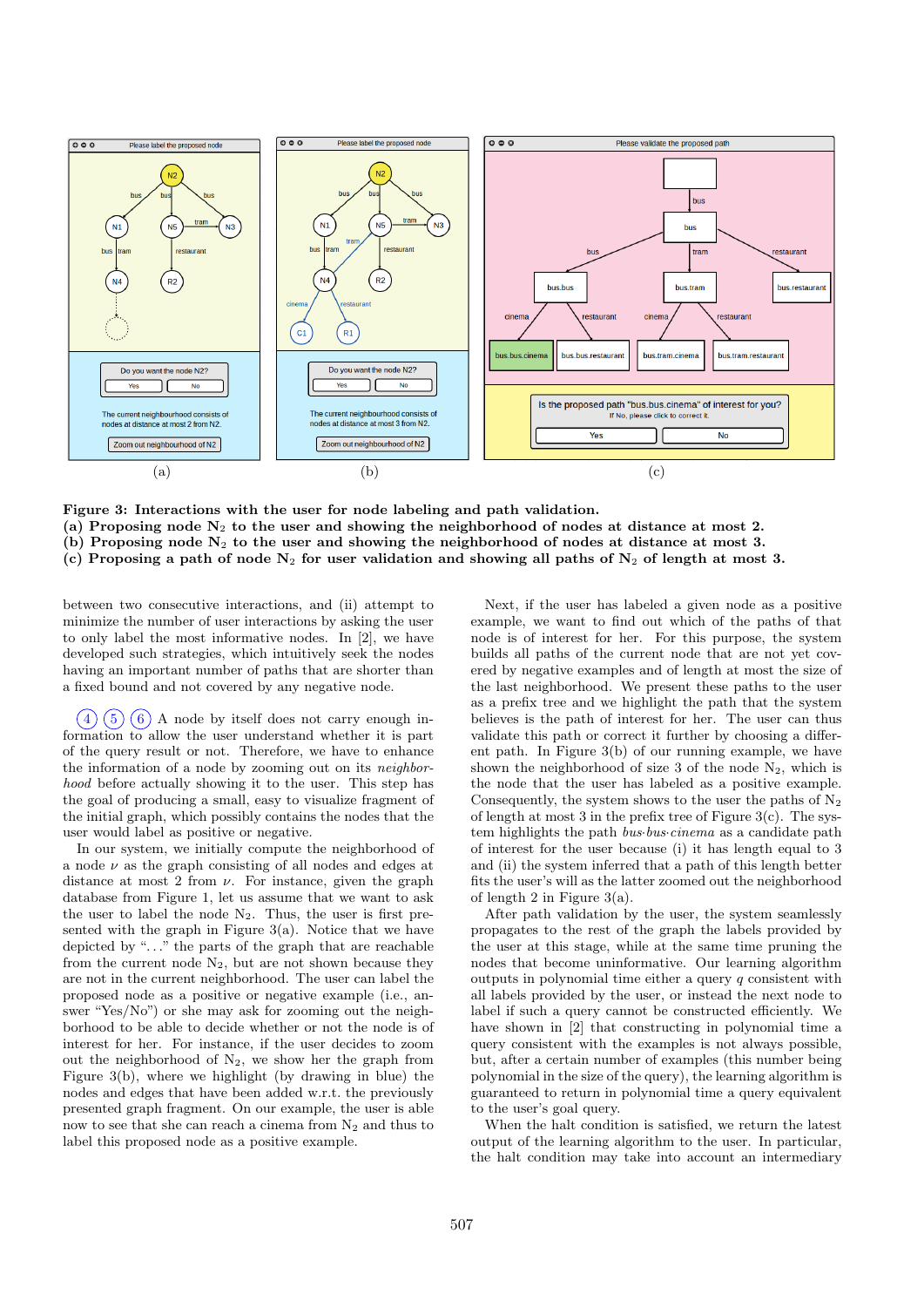**Figure 3: Interactions with the user for node labeling and path validation.**
**(a) Proposing node $N_2$ to the user and showing the neighborhood of nodes at distance at most 2.**
**(b) Proposing node $N_2$ to the user and showing the neighborhood of nodes at distance at most 3.**
**(c) Proposing a path of node $N_2$ for user validation and showing all paths of $N_2$ of length at most 3.**

between two consecutive interactions, and (ii) attempt to minimize the number of user interactions by asking the user to only label the most informative nodes. In [2], we have developed such strategies, which intuitively seek the nodes having an important number of paths that are shorter than a fixed bound and not covered by any negative node.

(4) (5) (6) A node by itself does not carry enough information to allow the user understand whether it is part of the query result or not. Therefore, we have to enhance the information of a node by zooming out on its *neighborhood* before actually showing it to the user. This step has the goal of producing a small, easy to visualize fragment of the initial graph, which possibly contains the nodes that the user would label as positive or negative.

In our system, we initially compute the neighbourhood of a node $\nu$ as the graph consisting of all nodes and edges at distance at most 2 from $\nu$. For instance, given the graph database from Figure 1, let us assume that we want to ask the user to label the node $N_2$. Thus, the user is first presented with the graph in Figure 3(a). Notice that we have depicted by "..." the parts of the graph that are reachable from the current node $N_2$, but are not shown because they are not in the current neighborhood. The user can label the proposed node as a positive or negative example (i.e., answer "Yes/No") or she may ask for zooming out the neighborhood to be able to decide whether or not the node is of interest for her. For instance, if the user decides to zoom out the neighborhood of $N_2$, we show her the graph from Figure 3(b), where we highlight (by drawing in blue) the nodes and edges that have been added w.r.t. the previously presented graph fragment. On our example, the user is able now to see that she can reach a cinema from $N_2$ and thus to label this proposed node as a positive example.

Next, if the user has labeled a given node as a positive example, we want to find out which of the paths of that node is of interest for her. For this purpose, the system builds all paths of the current node that are not yet covered by negative examples and of length at most the size of the last neighborhood. We present these paths to the user as a prefix tree and we highlight the path that the system believes is the path of interest for her. The user can thus validate this path or correct it further by choosing a different path. In Figure 3(b) of our running example, we have shown the neighborhood of size 3 of the node $N_2$, which is the node that the user has labeled as a positive example. Consequently, the system shows to the user the paths of $N_2$ of length at most 3 in the prefix tree of Figure 3(c). The system highlights the path *bus·bus·cinema* as a candidate path of interest for the user because (i) it has length equal to 3 and (ii) the system inferred that a path of this length better fits the user's will as the latter zoomed out the neighborhood of length 2 in Figure 3(a).

After path validation by the user, the system seamlessly propagates to the rest of the graph the labels provided by the user at this stage, while at the same time pruning the nodes that become uninformative. Our learning algorithm outputs in polynomial time either a query $q$ consistent with all labels provided by the user, or instead the next node to label if such a query cannot be constructed efficiently. We have shown in [2] that constructing in polynomial time a query consistent with the examples is not always possible, but, after a certain number of examples (this number being polynomial in the size of the query), the learning algorithm is guaranteed to return in polynomial time a query equivalent to the user's goal query.

When the halt condition is satisfied, we return the latest output of the learning algorithm to the user. In particular, the halt condition may take into account an intermediary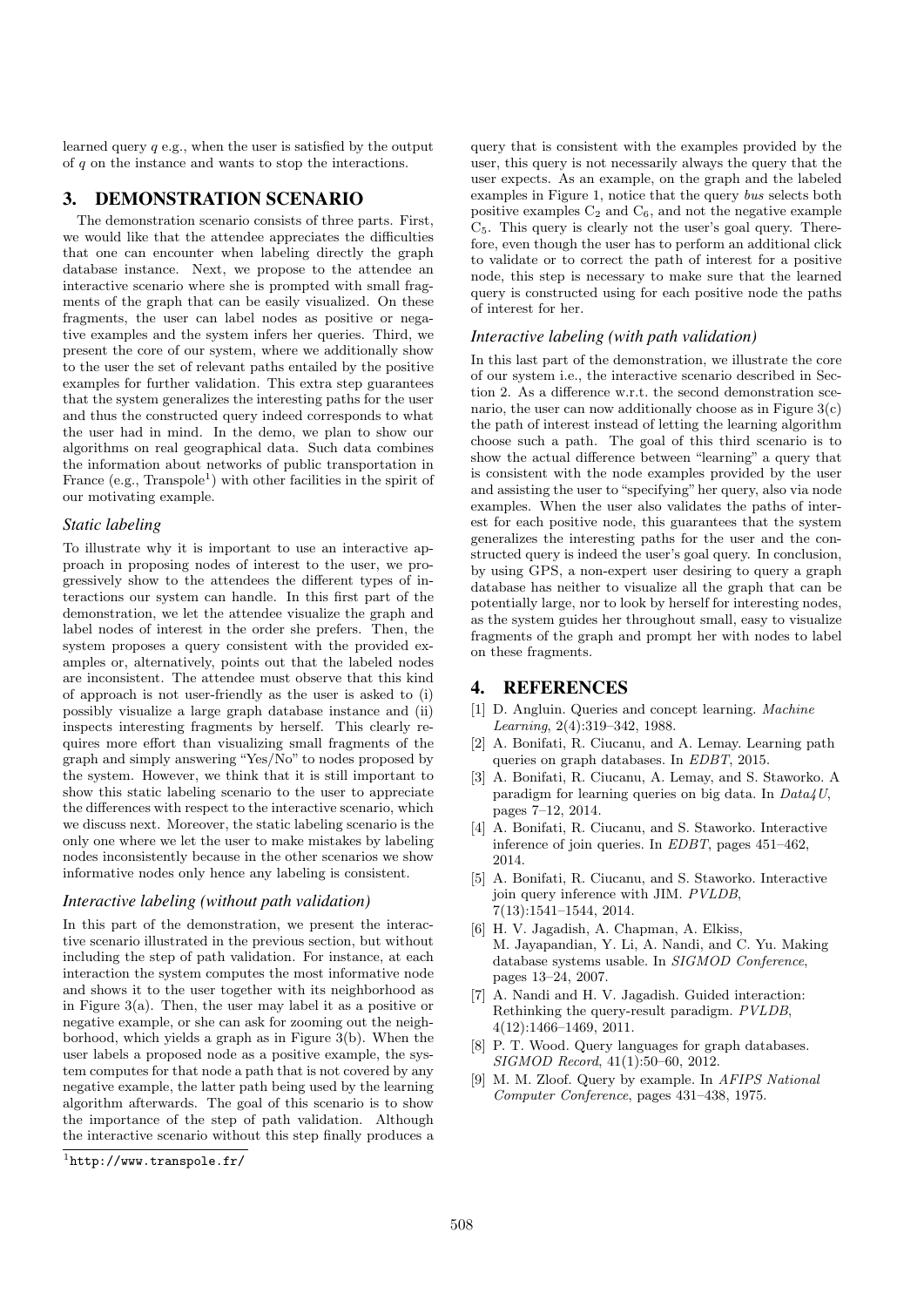learned query $q$ e.g., when the user is satisfied by the output of $q$ on the instance and wants to stop the interactions.

# 3. DEMONSTRATION SCENARIO

The demonstration scenario consists of three parts. First, we would like that the attendee appreciates the difficulties that one can encounter when labeling directly the graph database instance. Next, we propose to the attendee an interactive scenario where she is prompted with small fragments of the graph that can be easily visualized. On these fragments, the user can label nodes as positive or negative examples and the system infers her queries. Third, we present the core of our system, where we additionally show to the user the set of relevant paths entailed by the positive examples for further validation. This extra step guarantees that the system generalizes the interesting paths for the user and thus the constructed query indeed corresponds to what the user had in mind. In the demo, we plan to show our algorithms on real geographical data. Such data combines the information about networks of public transportation in France (e.g., Transpole[1]) with other facilities in the spirit of our motivating example.

### Static labeling

To illustrate why it is important to use an interactive approach in proposing nodes of interest to the user, we progressively show to the attendees the different types of interactions our system can handle. In this first part of the demonstration, we let the attendee visualize the graph and label nodes of interest in the order she prefers. Then, the system proposes a query consistent with the provided examples or, alternatively, points out that the labeled nodes are inconsistent. The attendee must observe that this kind of approach is not user-friendly as the user is asked to (i) possibly visualize a large graph database instance and (ii) inspects interesting fragments by herself. This clearly requires more effort than visualizing small fragments of the graph and simply answering "Yes/No" to nodes proposed by the system. However, we think that it is still important to show this static labeling scenario to the user to appreciate the differences with respect to the interactive scenario, which we discuss next. Moreover, the static labeling scenario is the only one where we let the user to make mistakes by labeling nodes inconsistently because in the other scenarios we show informative nodes only hence any labeling is consistent.

### Interactive labeling (without path validation)

In this part of the demonstration, we present the interactive scenario illustrated in the previous section, but without including the step of path validation. For instance, at each interaction the system computes the most informative node and shows it to the user together with its neighborhood as in Figure 3(a). Then, the user may label it as a positive or negative example, or she can ask for zooming out the neighborhood, which yields a graph as in Figure 3(b). When the user labels a proposed node as a positive example, the system computes for that node a path that is not covered by any negative example, the latter path being used by the learning algorithm afterwards. The goal of this scenario is to show the importance of the step of path validation. Although the interactive scenario without this step finally produces a query that is consistent with the examples provided by the user, this query is not necessarily always the query that the user expects. As an example, on the graph and the labeled examples in Figure 1, notice that the query *bus* selects both positive examples $C_2$ and $C_6$, and not the negative example $C_5$. This query is clearly not the user's goal query. Therefore, even though the user has to perform an additional click to validate or to correct the path of interest for a positive node, this step is necessary to make sure that the learned query is constructed using for each positive node the paths of interest for her.

### Interactive labeling (with path validation)

In this last part of the demonstration, we illustrate the core of our system i.e., the interactive scenario described in Section 2. As a difference w.r.t. the second demonstration scenario, the user can now additionally choose as in Figure 3(c) the path of interest instead of letting the learning algorithm choose such a path. The goal of this third scenario is to show the actual difference between "learning" a query that is consistent with the node examples provided by the user and assisting the user to "specifying" her query, also via node examples. When the user also validates the paths of interest for each positive node, this guarantees that the system generalizes the interesting paths for the user and the constructed query is indeed the user's goal query. In conclusion, by using GPS, a non-expert user desiring to query a graph database has neither to visualize all the graph that can be potentially large, nor to look by herself for interesting nodes, as the system guides her throughout small, easy to visualize fragments of the graph and prompt her with nodes to label on these fragments.

# 4. REFERENCES

[1] D. Angluin. Queries and concept learning. *Machine Learning*, 2(4):319–342, 1988.

[2] A. Bonifati, R. Ciucanu, and A. Lemay. Learning path queries on graph databases. In *EDBT*, 2015.

[3] A. Bonifati, R. Ciucanu, A. Lemay, and S. Staworko. A paradigm for learning queries on big data. In *Data4U*, pages 7–12, 2014.

[4] A. Bonifati, R. Ciucanu, and S. Staworko. Interactive inference of join queries. In *EDBT*, pages 451–462, 2014.

[5] A. Bonifati, R. Ciucanu, and S. Staworko. Interactive join query inference with JIM. *PVLDB*, 7(13):1541–1544, 2014.

[6] H. V. Jagadish, A. Chapman, A. Elkiss, M. Jayapandian, Y. Li, A. Nandi, and C. Yu. Making database systems usable. In *SIGMOD Conference*, pages 13–24, 2007.

[7] A. Nandi and H. V. Jagadish. Guided interaction: Rethinking the query-result paradigm. *PVLDB*, 4(12):1466–1469, 2011.

[8] P. T. Wood. Query languages for graph databases. *SIGMOD Record*, 41(1):50–60, 2012.

[9] M. M. Zloof. Query by example. In *AFIPS National Computer Conference*, pages 431–438, 1975.

[1] http://www.transpole.fr/